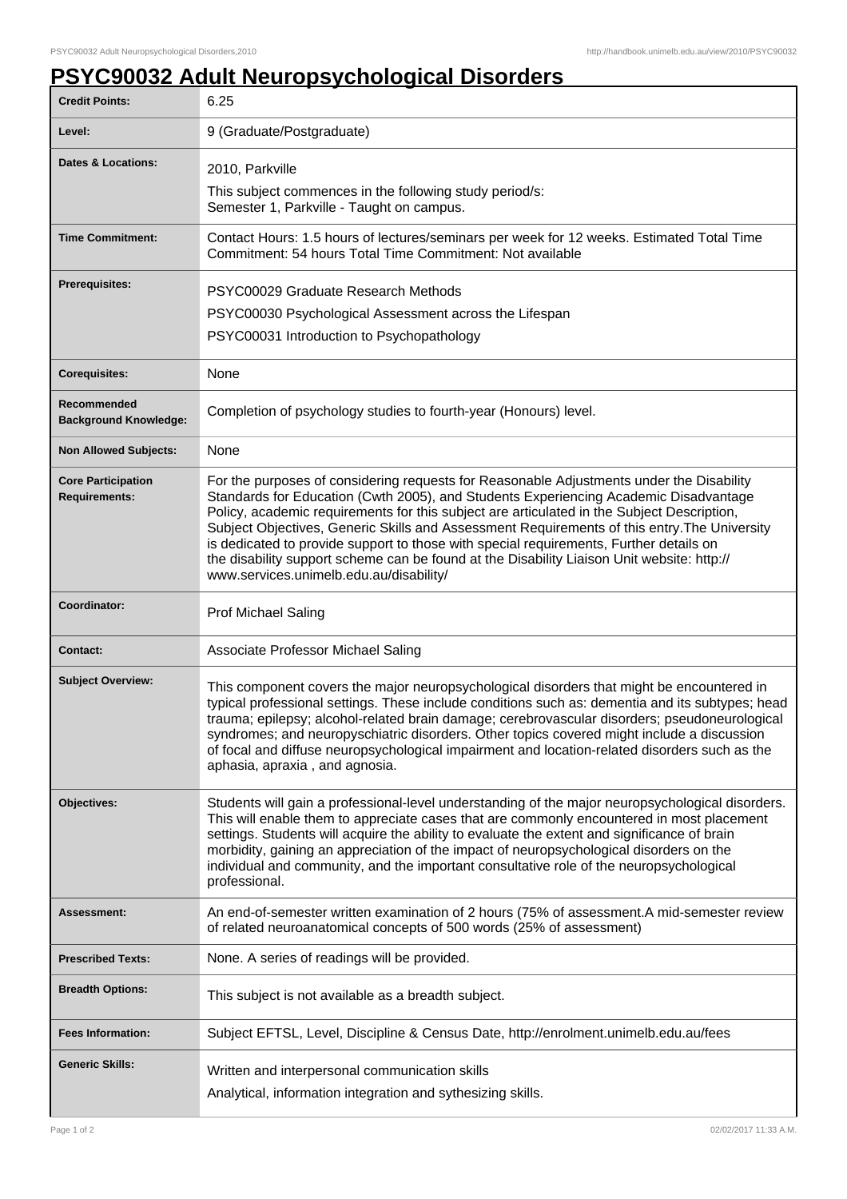# PSYC90032 Adult Neuropsychological Disorders

| | |
|---|---|
| **Credit Points:** | 6.25 |
| **Level:** | 9 (Graduate/Postgraduate) |
| **Dates & Locations:** | 2010, Parkville<br>This subject commences in the following study period/s:<br>Semester 1, Parkville - Taught on campus. |
| **Time Commitment:** | Contact Hours: 1.5 hours of lectures/seminars per week for 12 weeks. Estimated Total Time Commitment: 54 hours Total Time Commitment: Not available |
| **Prerequisites:** | PSYC00029 Graduate Research Methods<br>PSYC00030 Psychological Assessment across the Lifespan<br>PSYC00031 Introduction to Psychopathology |
| **Corequisites:** | None |
| **Recommended Background Knowledge:** | Completion of psychology studies to fourth-year (Honours) level. |
| **Non Allowed Subjects:** | None |
| **Core Participation Requirements:** | For the purposes of considering requests for Reasonable Adjustments under the Disability Standards for Education (Cwth 2005), and Students Experiencing Academic Disadvantage Policy, academic requirements for this subject are articulated in the Subject Description, Subject Objectives, Generic Skills and Assessment Requirements of this entry.The University is dedicated to provide support to those with special requirements, Further details on the disability support scheme can be found at the Disability Liaison Unit website: http://www.services.unimelb.edu.au/disability/ |
| **Coordinator:** | Prof Michael Saling |
| **Contact:** | Associate Professor Michael Saling |
| **Subject Overview:** | This component covers the major neuropsychological disorders that might be encountered in typical professional settings. These include conditions such as: dementia and its subtypes; head trauma; epilepsy; alcohol-related brain damage; cerebrovascular disorders; pseudoneurological syndromes; and neuropyschiatric disorders. Other topics covered might include a discussion of focal and diffuse neuropsychological impairment and location-related disorders such as the aphasia, apraxia , and agnosia. |
| **Objectives:** | Students will gain a professional-level understanding of the major neuropsychological disorders. This will enable them to appreciate cases that are commonly encountered in most placement settings. Students will acquire the ability to evaluate the extent and significance of brain morbidity, gaining an appreciation of the impact of neuropsychological disorders on the individual and community, and the important consultative role of the neuropsychological professional. |
| **Assessment:** | An end-of-semester written examination of 2 hours (75% of assessment.A mid-semester review of related neuroanatomical concepts of 500 words (25% of assessment) |
| **Prescribed Texts:** | None. A series of readings will be provided. |
| **Breadth Options:** | This subject is not available as a breadth subject. |
| **Fees Information:** | Subject EFTSL, Level, Discipline & Census Date, http://enrolment.unimelb.edu.au/fees |
| **Generic Skills:** | Written and interpersonal communication skills<br>Analytical, information integration and sythesizing skills. |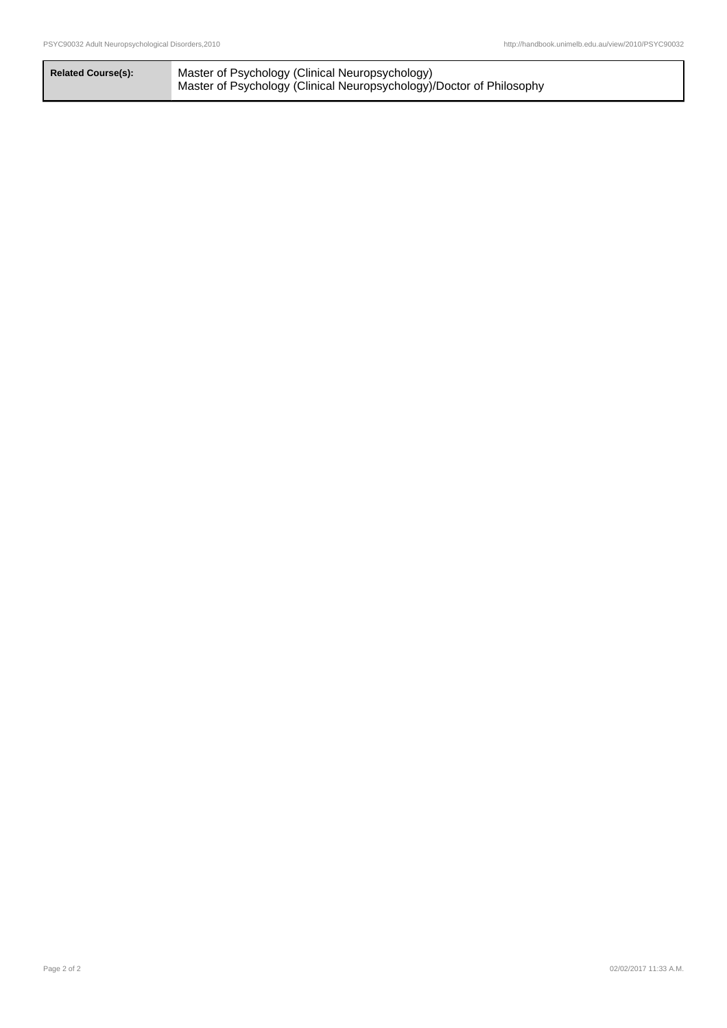| | |
| --- | --- |
| **Related Course(s):** | Master of Psychology (Clinical Neuropsychology)<br>Master of Psychology (Clinical Neuropsychology)/Doctor of Philosophy |